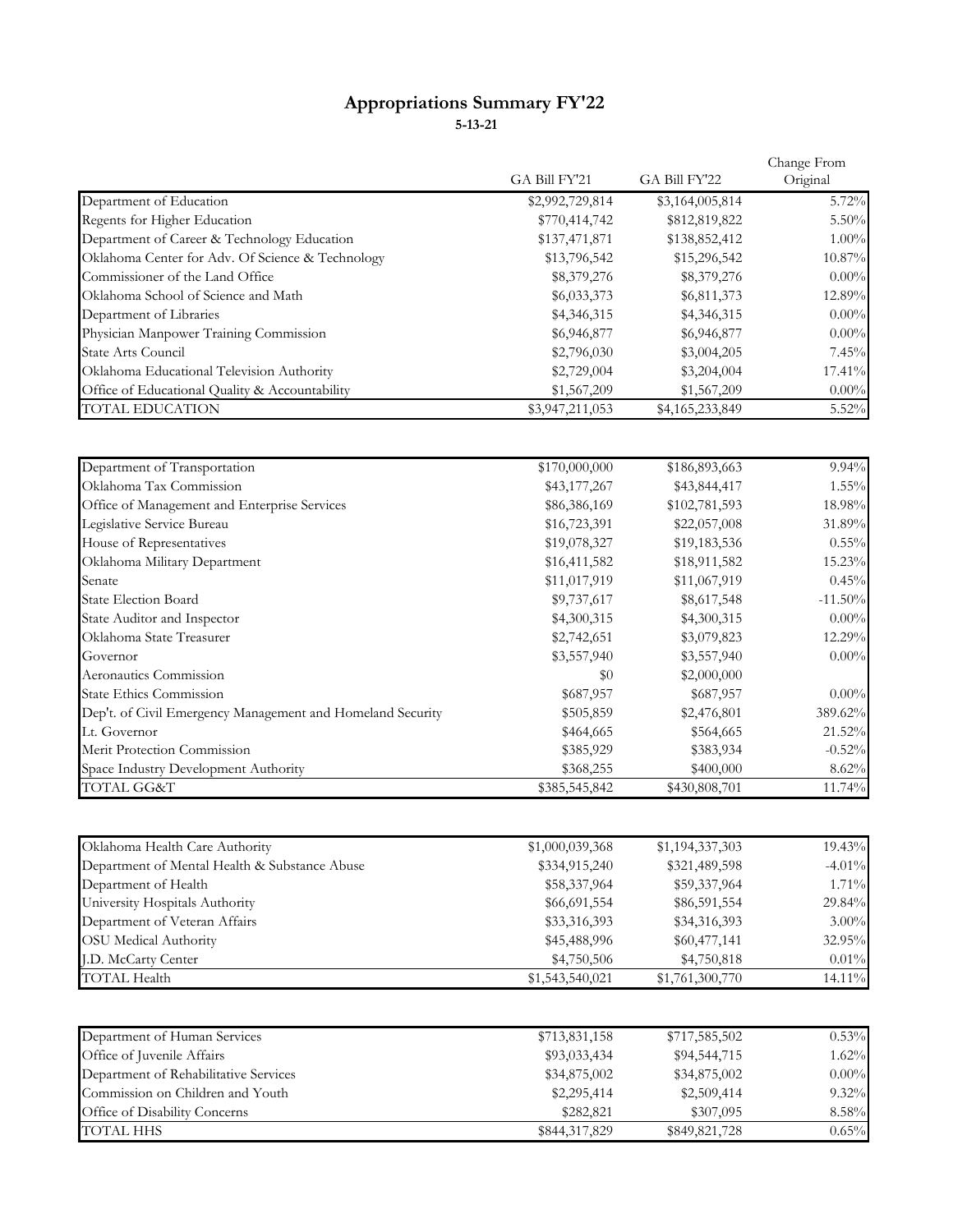# Appropriations Summary FY'22

**5-13-21**

| | GA Bill FY'21 | GA Bill FY'22 | Change From Original |
|---|---|---|---|
| Department of Education | $2,992,729,814 | $3,164,005,814 | 5.72% |
| Regents for Higher Education | $770,414,742 | $812,819,822 | 5.50% |
| Department of Career & Technology Education | $137,471,871 | $138,852,412 | 1.00% |
| Oklahoma Center for Adv. Of Science & Technology | $13,796,542 | $15,296,542 | 10.87% |
| Commissioner of the Land Office | $8,379,276 | $8,379,276 | 0.00% |
| Oklahoma School of Science and Math | $6,033,373 | $6,811,373 | 12.89% |
| Department of Libraries | $4,346,315 | $4,346,315 | 0.00% |
| Physician Manpower Training Commission | $6,946,877 | $6,946,877 | 0.00% |
| State Arts Council | $2,796,030 | $3,004,205 | 7.45% |
| Oklahoma Educational Television Authority | $2,729,004 | $3,204,004 | 17.41% |
| Office of Educational Quality & Accountability | $1,567,209 | $1,567,209 | 0.00% |
| TOTAL EDUCATION | $3,947,211,053 | $4,165,233,849 | 5.52% |

| | GA Bill FY'21 | GA Bill FY'22 | Change From Original |
|---|---|---|---|
| Department of Transportation | $170,000,000 | $186,893,663 | 9.94% |
| Oklahoma Tax Commission | $43,177,267 | $43,844,417 | 1.55% |
| Office of Management and Enterprise Services | $86,386,169 | $102,781,593 | 18.98% |
| Legislative Service Bureau | $16,723,391 | $22,057,008 | 31.89% |
| House of Representatives | $19,078,327 | $19,183,536 | 0.55% |
| Oklahoma Military Department | $16,411,582 | $18,911,582 | 15.23% |
| Senate | $11,017,919 | $11,067,919 | 0.45% |
| State Election Board | $9,737,617 | $8,617,548 | -11.50% |
| State Auditor and Inspector | $4,300,315 | $4,300,315 | 0.00% |
| Oklahoma State Treasurer | $2,742,651 | $3,079,823 | 12.29% |
| Governor | $3,557,940 | $3,557,940 | 0.00% |
| Aeronautics Commission | $0 | $2,000,000 | |
| State Ethics Commission | $687,957 | $687,957 | 0.00% |
| Dep't. of Civil Emergency Management and Homeland Security | $505,859 | $2,476,801 | 389.62% |
| Lt. Governor | $464,665 | $564,665 | 21.52% |
| Merit Protection Commission | $385,929 | $383,934 | -0.52% |
| Space Industry Development Authority | $368,255 | $400,000 | 8.62% |
| TOTAL GG&T | $385,545,842 | $430,808,701 | 11.74% |

| | GA Bill FY'21 | GA Bill FY'22 | Change From Original |
|---|---|---|---|
| Oklahoma Health Care Authority | $1,000,039,368 | $1,194,337,303 | 19.43% |
| Department of Mental Health & Substance Abuse | $334,915,240 | $321,489,598 | -4.01% |
| Department of Health | $58,337,964 | $59,337,964 | 1.71% |
| University Hospitals Authority | $66,691,554 | $86,591,554 | 29.84% |
| Department of Veteran Affairs | $33,316,393 | $34,316,393 | 3.00% |
| OSU Medical Authority | $45,488,996 | $60,477,141 | 32.95% |
| J.D. McCarty Center | $4,750,506 | $4,750,818 | 0.01% |
| TOTAL Health | $1,543,540,021 | $1,761,300,770 | 14.11% |

| | GA Bill FY'21 | GA Bill FY'22 | Change From Original |
|---|---|---|---|
| Department of Human Services | $713,831,158 | $717,585,502 | 0.53% |
| Office of Juvenile Affairs | $93,033,434 | $94,544,715 | 1.62% |
| Department of Rehabilitative Services | $34,875,002 | $34,875,002 | 0.00% |
| Commission on Children and Youth | $2,295,414 | $2,509,414 | 9.32% |
| Office of Disability Concerns | $282,821 | $307,095 | 8.58% |
| TOTAL HHS | $844,317,829 | $849,821,728 | 0.65% |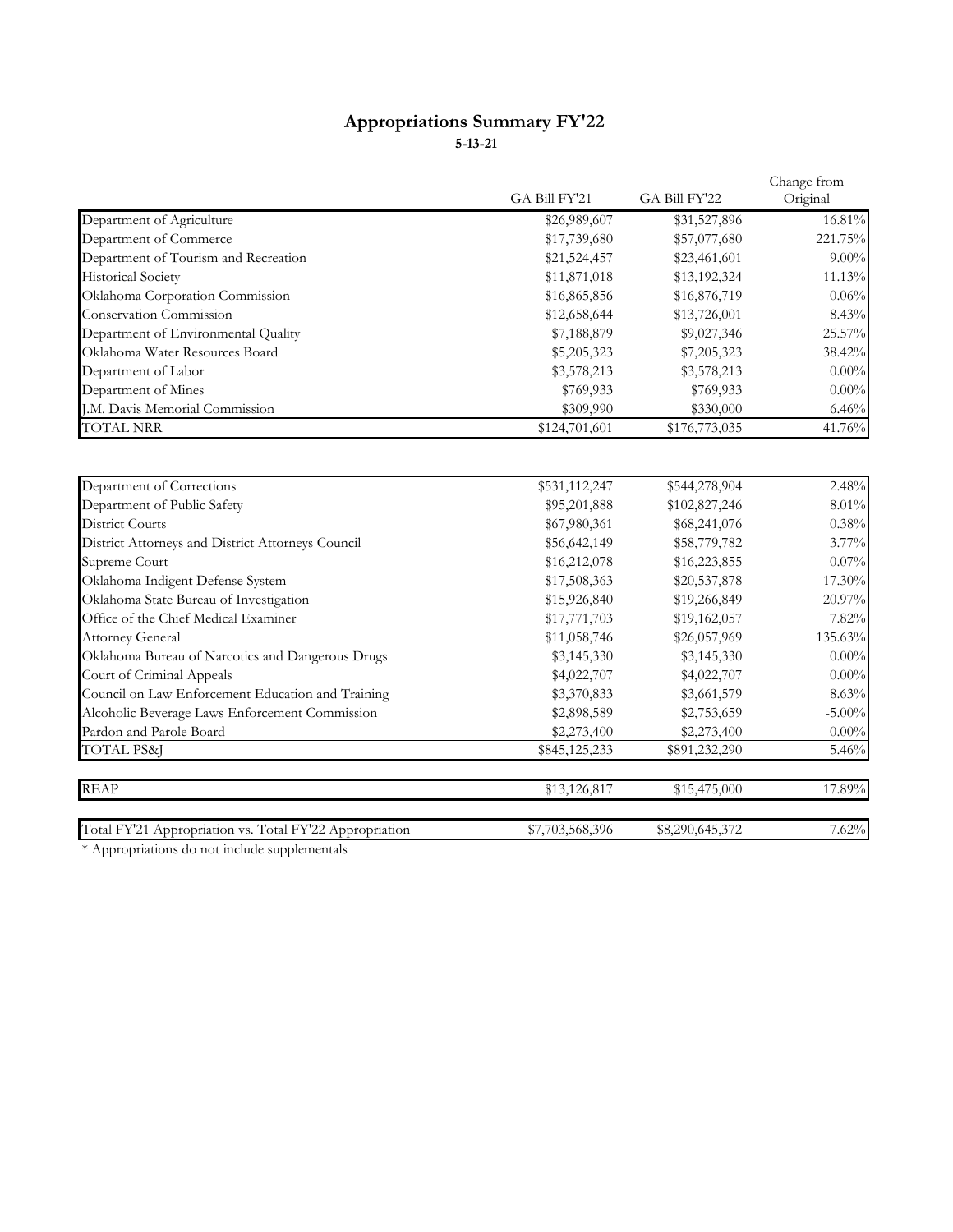# Appropriations Summary FY'22

**5-13-21**

| | GA Bill FY'21 | GA Bill FY'22 | Change from Original |
|---|---|---|---|
| Department of Agriculture | $26,989,607 | $31,527,896 | 16.81% |
| Department of Commerce | $17,739,680 | $57,077,680 | 221.75% |
| Department of Tourism and Recreation | $21,524,457 | $23,461,601 | 9.00% |
| Historical Society | $11,871,018 | $13,192,324 | 11.13% |
| Oklahoma Corporation Commission | $16,865,856 | $16,876,719 | 0.06% |
| Conservation Commission | $12,658,644 | $13,726,001 | 8.43% |
| Department of Environmental Quality | $7,188,879 | $9,027,346 | 25.57% |
| Oklahoma Water Resources Board | $5,205,323 | $7,205,323 | 38.42% |
| Department of Labor | $3,578,213 | $3,578,213 | 0.00% |
| Department of Mines | $769,933 | $769,933 | 0.00% |
| J.M. Davis Memorial Commission | $309,990 | $330,000 | 6.46% |
| TOTAL NRR | $124,701,601 | $176,773,035 | 41.76% |

| | | | |
|---|---|---|---|
| Department of Corrections | $531,112,247 | $544,278,904 | 2.48% |
| Department of Public Safety | $95,201,888 | $102,827,246 | 8.01% |
| District Courts | $67,980,361 | $68,241,076 | 0.38% |
| District Attorneys and District Attorneys Council | $56,642,149 | $58,779,782 | 3.77% |
| Supreme Court | $16,212,078 | $16,223,855 | 0.07% |
| Oklahoma Indigent Defense System | $17,508,363 | $20,537,878 | 17.30% |
| Oklahoma State Bureau of Investigation | $15,926,840 | $19,266,849 | 20.97% |
| Office of the Chief Medical Examiner | $17,771,703 | $19,162,057 | 7.82% |
| Attorney General | $11,058,746 | $26,057,969 | 135.63% |
| Oklahoma Bureau of Narcotics and Dangerous Drugs | $3,145,330 | $3,145,330 | 0.00% |
| Court of Criminal Appeals | $4,022,707 | $4,022,707 | 0.00% |
| Council on Law Enforcement Education and Training | $3,370,833 | $3,661,579 | 8.63% |
| Alcoholic Beverage Laws Enforcement Commission | $2,898,589 | $2,753,659 | -5.00% |
| Pardon and Parole Board | $2,273,400 | $2,273,400 | 0.00% |
| TOTAL PS&J | $845,125,233 | $891,232,290 | 5.46% |

| | | | |
|---|---|---|---|
| REAP | $13,126,817 | $15,475,000 | 17.89% |

| | | | |
|---|---|---|---|
| Total FY'21 Appropriation vs. Total FY'22 Appropriation | $7,703,568,396 | $8,290,645,372 | 7.62% |

* Appropriations do not include supplementals